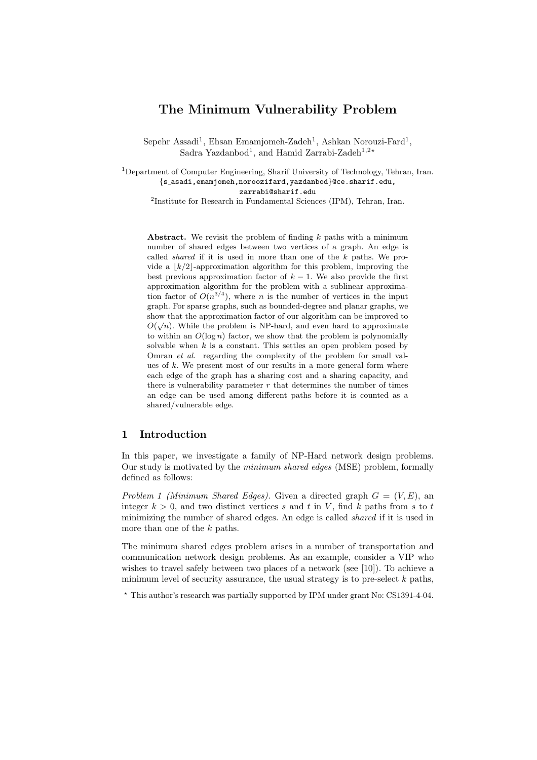# The Minimum Vulnerability Problem

Sepehr Assadi[1], Ehsan Emamjomeh-Zadeh[1], Ashkan Norouzi-Fard[1], Sadra Yazdanbod[1], and Hamid Zarrabi-Zadeh[1,2]*

[1]Department of Computer Engineering, Sharif University of Technology, Tehran, Iran.
{s_asadi,emamjomeh,noroozifard,yazdanbod}@ce.sharif.edu,
zarrabi@sharif.edu

[2]Institute for Research in Fundamental Sciences (IPM), Tehran, Iran.

**Abstract.** We revisit the problem of finding $k$ paths with a minimum number of shared edges between two vertices of a graph. An edge is called *shared* if it is used in more than one of the $k$ paths. We provide a $\lfloor k/2 \rfloor$-approximation algorithm for this problem, improving the best previous approximation factor of $k-1$. We also provide the first approximation algorithm for the problem with a sublinear approximation factor of $O(n^{3/4})$, where $n$ is the number of vertices in the input graph. For sparse graphs, such as bounded-degree and planar graphs, we show that the approximation factor of our algorithm can be improved to $O(\sqrt{n})$. While the problem is NP-hard, and even hard to approximate to within an $O(\log n)$ factor, we show that the problem is polynomially solvable when $k$ is a constant. This settles an open problem posed by Omran *et al.* regarding the complexity of the problem for small values of $k$. We present most of our results in a more general form where each edge of the graph has a sharing cost and a sharing capacity, and there is vulnerability parameter $r$ that determines the number of times an edge can be used among different paths before it is counted as a shared/vulnerable edge.

## 1 Introduction

In this paper, we investigate a family of NP-Hard network design problems. Our study is motivated by the *minimum shared edges* (MSE) problem, formally defined as follows:

*Problem 1 (Minimum Shared Edges).* Given a directed graph $G = (V, E)$, an integer $k > 0$, and two distinct vertices $s$ and $t$ in $V$, find $k$ paths from $s$ to $t$ minimizing the number of shared edges. An edge is called *shared* if it is used in more than one of the $k$ paths.

The minimum shared edges problem arises in a number of transportation and communication network design problems. As an example, consider a VIP who wishes to travel safely between two places of a network (see [10]). To achieve a minimum level of security assurance, the usual strategy is to pre-select $k$ paths,

* This author's research was partially supported by IPM under grant No: CS1391-4-04.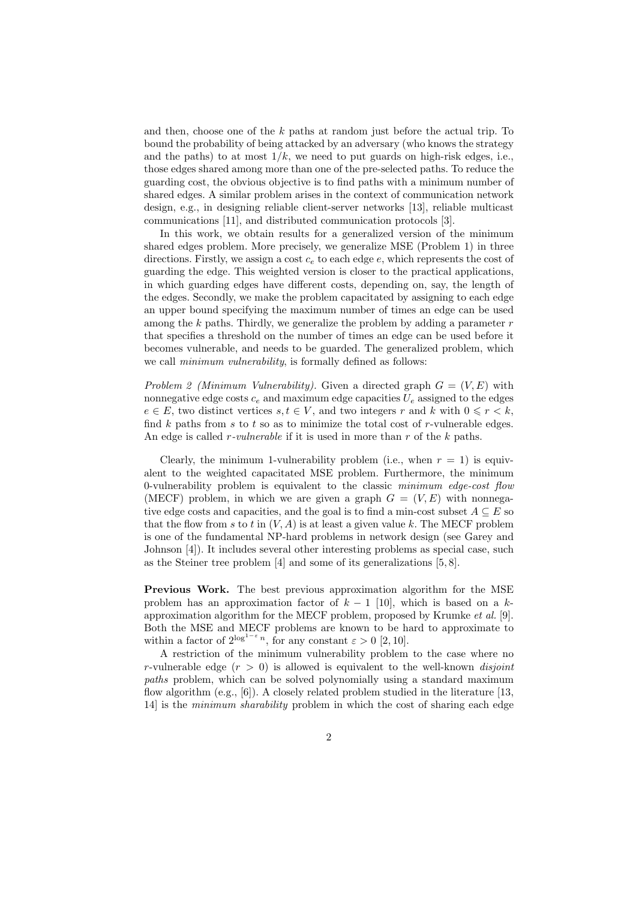and then, choose one of the $k$ paths at random just before the actual trip. To bound the probability of being attacked by an adversary (who knows the strategy and the paths) to at most $1/k$, we need to put guards on high-risk edges, i.e., those edges shared among more than one of the pre-selected paths. To reduce the guarding cost, the obvious objective is to find paths with a minimum number of shared edges. A similar problem arises in the context of communication network design, e.g., in designing reliable client-server networks [13], reliable multicast communications [11], and distributed communication protocols [3].

In this work, we obtain results for a generalized version of the minimum shared edges problem. More precisely, we generalize MSE (Problem 1) in three directions. Firstly, we assign a cost $c_e$ to each edge $e$, which represents the cost of guarding the edge. This weighted version is closer to the practical applications, in which guarding edges have different costs, depending on, say, the length of the edges. Secondly, we make the problem capacitated by assigning to each edge an upper bound specifying the maximum number of times an edge can be used among the $k$ paths. Thirdly, we generalize the problem by adding a parameter $r$ that specifies a threshold on the number of times an edge can be used before it becomes vulnerable, and needs to be guarded. The generalized problem, which we call *minimum vulnerability*, is formally defined as follows:

*Problem 2 (Minimum Vulnerability).* Given a directed graph $G = (V, E)$ with nonnegative edge costs $c_e$ and maximum edge capacities $U_e$ assigned to the edges $e \in E$, two distinct vertices $s, t \in V$, and two integers $r$ and $k$ with $0 \leqslant r < k$, find $k$ paths from $s$ to $t$ so as to minimize the total cost of $r$-vulnerable edges. An edge is called *$r$-vulnerable* if it is used in more than $r$ of the $k$ paths.

Clearly, the minimum 1-vulnerability problem (i.e., when $r = 1$) is equivalent to the weighted capacitated MSE problem. Furthermore, the minimum 0-vulnerability problem is equivalent to the classic *minimum edge-cost flow* (MECF) problem, in which we are given a graph $G = (V, E)$ with nonnegative edge costs and capacities, and the goal is to find a min-cost subset $A \subseteq E$ so that the flow from $s$ to $t$ in $(V, A)$ is at least a given value $k$. The MECF problem is one of the fundamental NP-hard problems in network design (see Garey and Johnson [4]). It includes several other interesting problems as special case, such as the Steiner tree problem [4] and some of its generalizations [5, 8].

**Previous Work.** The best previous approximation algorithm for the MSE problem has an approximation factor of $k - 1$ [10], which is based on a $k$-approximation algorithm for the MECF problem, proposed by Krumke *et al.* [9]. Both the MSE and MECF problems are known to be hard to approximate to within a factor of $2^{\log^{1-\varepsilon} n}$, for any constant $\varepsilon > 0$ [2, 10].

A restriction of the minimum vulnerability problem to the case where no $r$-vulnerable edge ($r > 0$) is allowed is equivalent to the well-known *disjoint paths* problem, which can be solved polynomially using a standard maximum flow algorithm (e.g., [6]). A closely related problem studied in the literature [13, 14] is the *minimum sharability* problem in which the cost of sharing each edge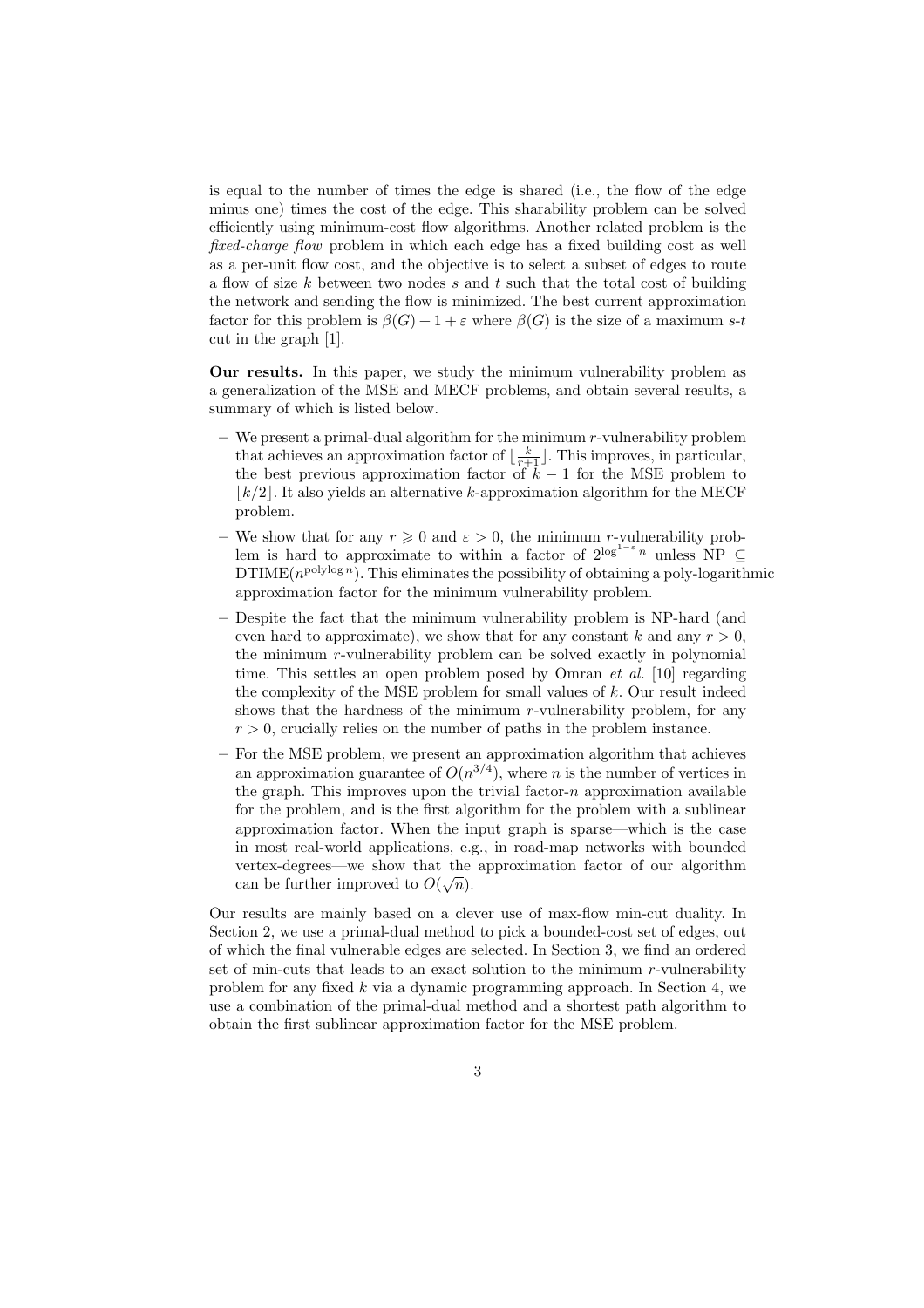is equal to the number of times the edge is shared (i.e., the flow of the edge minus one) times the cost of the edge. This sharability problem can be solved efficiently using minimum-cost flow algorithms. Another related problem is the *fixed-charge flow* problem in which each edge has a fixed building cost as well as a per-unit flow cost, and the objective is to select a subset of edges to route a flow of size $k$ between two nodes $s$ and $t$ such that the total cost of building the network and sending the flow is minimized. The best current approximation factor for this problem is $\beta(G) + 1 + \varepsilon$ where $\beta(G)$ is the size of a maximum $s$-$t$ cut in the graph [1].

**Our results.** In this paper, we study the minimum vulnerability problem as a generalization of the MSE and MECF problems, and obtain several results, a summary of which is listed below.

- We present a primal-dual algorithm for the minimum $r$-vulnerability problem that achieves an approximation factor of $\lfloor \frac{k}{r+1} \rfloor$. This improves, in particular, the best previous approximation factor of $k-1$ for the MSE problem to $\lfloor k/2 \rfloor$. It also yields an alternative $k$-approximation algorithm for the MECF problem.
- We show that for any $r \geqslant 0$ and $\varepsilon > 0$, the minimum $r$-vulnerability problem is hard to approximate to within a factor of $2^{\log^{1-\varepsilon} n}$ unless NP $\subseteq$ DTIME$(n^{\text{polylog}\, n})$. This eliminates the possibility of obtaining a poly-logarithmic approximation factor for the minimum vulnerability problem.
- Despite the fact that the minimum vulnerability problem is NP-hard (and even hard to approximate), we show that for any constant $k$ and any $r > 0$, the minimum $r$-vulnerability problem can be solved exactly in polynomial time. This settles an open problem posed by Omran *et al.* [10] regarding the complexity of the MSE problem for small values of $k$. Our result indeed shows that the hardness of the minimum $r$-vulnerability problem, for any $r > 0$, crucially relies on the number of paths in the problem instance.
- For the MSE problem, we present an approximation algorithm that achieves an approximation guarantee of $O(n^{3/4})$, where $n$ is the number of vertices in the graph. This improves upon the trivial factor-$n$ approximation available for the problem, and is the first algorithm for the problem with a sublinear approximation factor. When the input graph is sparse—which is the case in most real-world applications, e.g., in road-map networks with bounded vertex-degrees—we show that the approximation factor of our algorithm can be further improved to $O(\sqrt{n})$.

Our results are mainly based on a clever use of max-flow min-cut duality. In Section 2, we use a primal-dual method to pick a bounded-cost set of edges, out of which the final vulnerable edges are selected. In Section 3, we find an ordered set of min-cuts that leads to an exact solution to the minimum $r$-vulnerability problem for any fixed $k$ via a dynamic programming approach. In Section 4, we use a combination of the primal-dual method and a shortest path algorithm to obtain the first sublinear approximation factor for the MSE problem.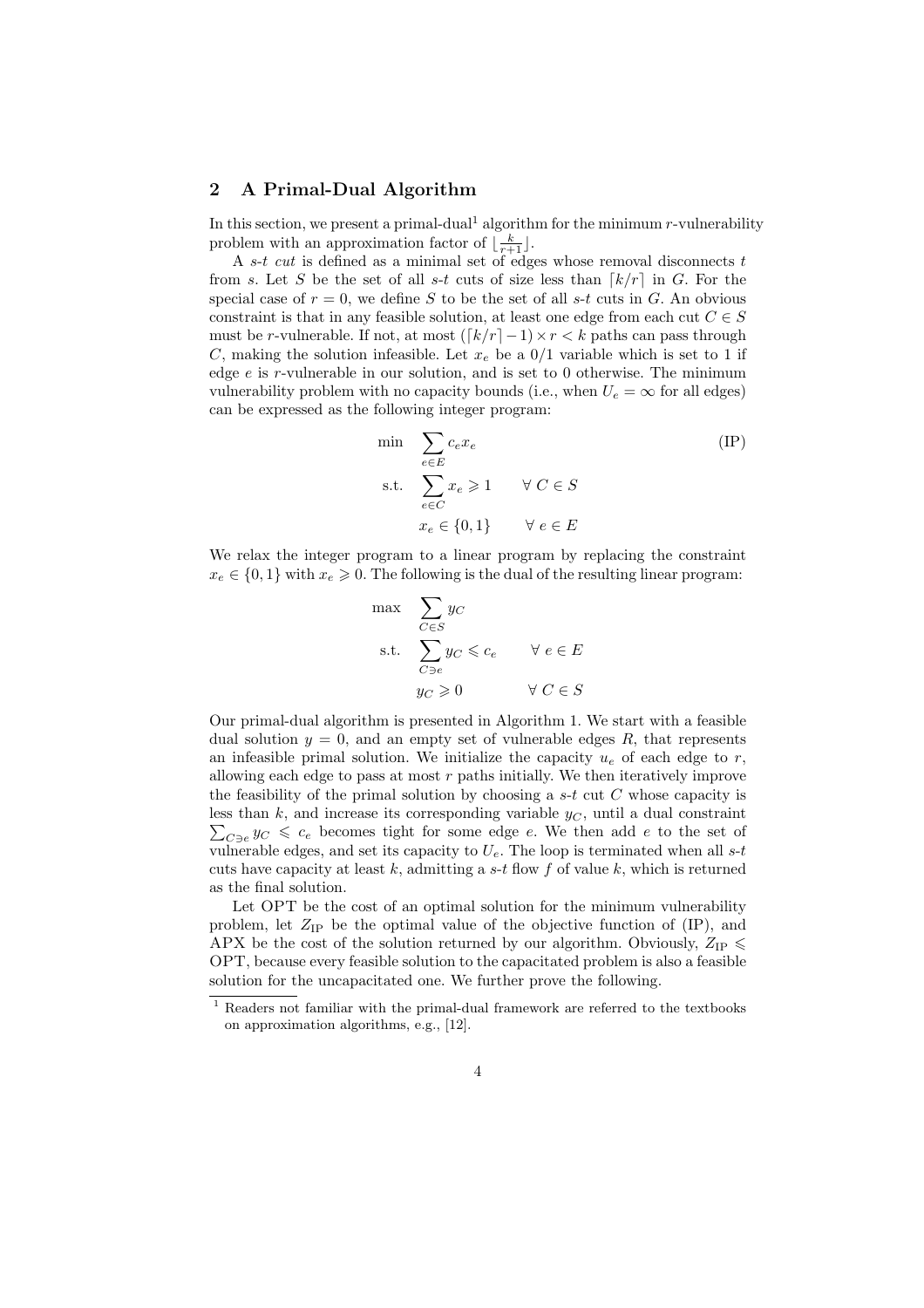## 2 A Primal-Dual Algorithm

In this section, we present a primal-dual[1] algorithm for the minimum $r$-vulnerability problem with an approximation factor of $\lfloor \frac{k}{r+1} \rfloor$.

A *s-t cut* is defined as a minimal set of edges whose removal disconnects $t$ from $s$. Let $S$ be the set of all $s$-$t$ cuts of size less than $\lceil k/r \rceil$ in $G$. For the special case of $r = 0$, we define $S$ to be the set of all $s$-$t$ cuts in $G$. An obvious constraint is that in any feasible solution, at least one edge from each cut $C \in S$ must be $r$-vulnerable. If not, at most $(\lceil k/r \rceil - 1) \times r < k$ paths can pass through $C$, making the solution infeasible. Let $x_e$ be a 0/1 variable which is set to 1 if edge $e$ is $r$-vulnerable in our solution, and is set to 0 otherwise. The minimum vulnerability problem with no capacity bounds (i.e., when $U_e = \infty$ for all edges) can be expressed as the following integer program:

$$
\begin{aligned}
\min \quad & \sum_{e \in E} c_e x_e & & \text{(IP)} \\
\text{s.t.} \quad & \sum_{e \in C} x_e \geqslant 1 & \forall\, C \in S & \\
& x_e \in \{0, 1\} & \forall\, e \in E &
\end{aligned}
$$

We relax the integer program to a linear program by replacing the constraint $x_e \in \{0, 1\}$ with $x_e \geqslant 0$. The following is the dual of the resulting linear program:

$$
\begin{aligned}
\max \quad & \sum_{C \in S} y_C & \\
\text{s.t.} \quad & \sum_{C \ni e} y_C \leqslant c_e & \forall\, e \in E \\
& y_C \geqslant 0 & \forall\, C \in S
\end{aligned}
$$

Our primal-dual algorithm is presented in Algorithm 1. We start with a feasible dual solution $y = 0$, and an empty set of vulnerable edges $R$, that represents an infeasible primal solution. We initialize the capacity $u_e$ of each edge to $r$, allowing each edge to pass at most $r$ paths initially. We then iteratively improve the feasibility of the primal solution by choosing a $s$-$t$ cut $C$ whose capacity is less than $k$, and increase its corresponding variable $y_C$, until a dual constraint $\sum_{C \ni e} y_C \leqslant c_e$ becomes tight for some edge $e$. We then add $e$ to the set of vulnerable edges, and set its capacity to $U_e$. The loop is terminated when all $s$-$t$ cuts have capacity at least $k$, admitting a $s$-$t$ flow $f$ of value $k$, which is returned as the final solution.

Let OPT be the cost of an optimal solution for the minimum vulnerability problem, let $Z_{\text{IP}}$ be the optimal value of the objective function of (IP), and APX be the cost of the solution returned by our algorithm. Obviously, $Z_{\text{IP}} \leqslant \text{OPT}$, because every feasible solution to the capacitated problem is also a feasible solution for the uncapacitated one. We further prove the following.

[1] Readers not familiar with the primal-dual framework are referred to the textbooks on approximation algorithms, e.g., [12].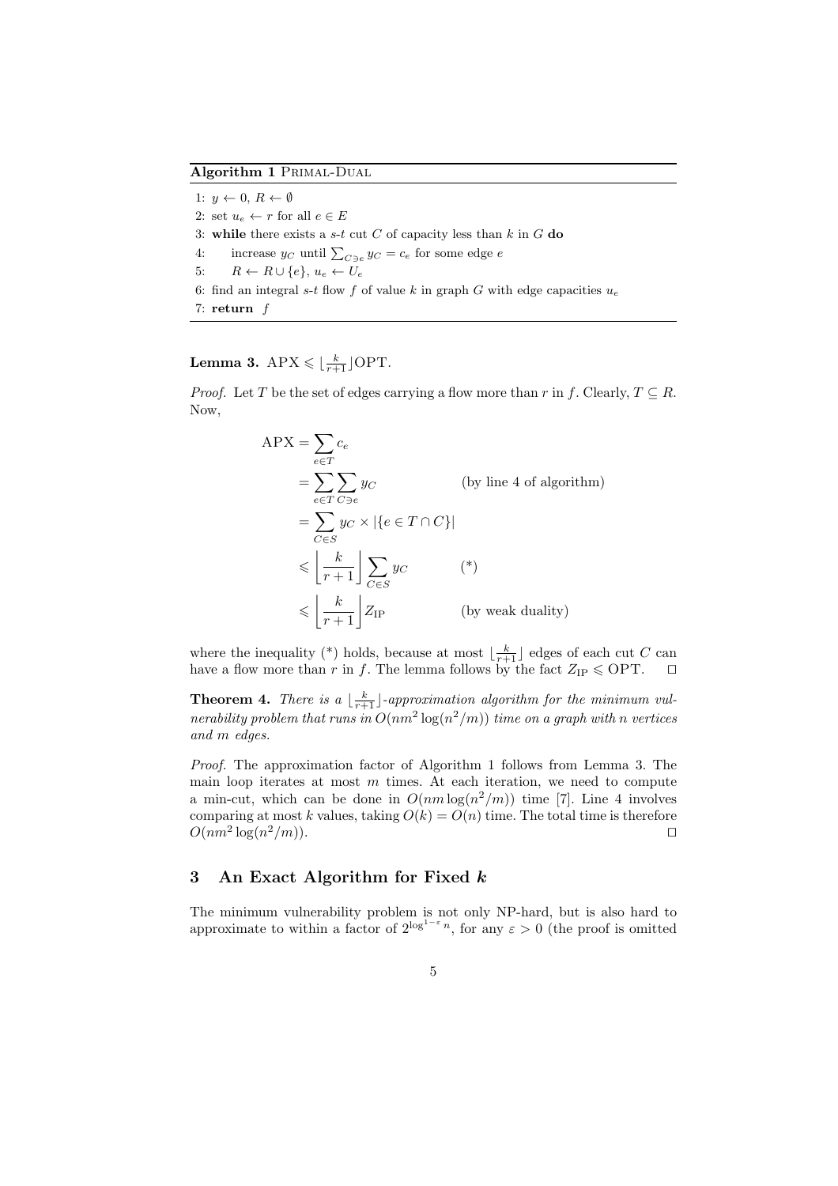**Algorithm 1** PRIMAL-DUAL

```
1: y ← 0, R ← ∅
2: set u_e ← r for all e ∈ E
3: while there exists a s-t cut C of capacity less than k in G do
4:     increase y_C until Σ_{C∋e} y_C = c_e for some edge e
5:     R ← R ∪ {e}, u_e ← U_e
6: find an integral s-t flow f of value k in graph G with edge capacities u_e
7: return f
```

**Lemma 3.** $\mathrm{APX} \leqslant \lfloor \frac{k}{r+1} \rfloor \mathrm{OPT}$.

*Proof.* Let $T$ be the set of edges carrying a flow more than $r$ in $f$. Clearly, $T \subseteq R$. Now,

$$
\begin{aligned}
\mathrm{APX} &= \sum_{e \in T} c_e \\
&= \sum_{e \in T} \sum_{C \ni e} y_C && \text{(by line 4 of algorithm)} \\
&= \sum_{C \in S} y_C \times |\{e \in T \cap C\}| \\
&\leqslant \left\lfloor \frac{k}{r+1} \right\rfloor \sum_{C \in S} y_C && (*) \\
&\leqslant \left\lfloor \frac{k}{r+1} \right\rfloor Z_{\mathrm{IP}} && \text{(by weak duality)}
\end{aligned}
$$

where the inequality (*) holds, because at most $\lfloor \frac{k}{r+1} \rfloor$ edges of each cut $C$ can have a flow more than $r$ in $f$. The lemma follows by the fact $Z_{\mathrm{IP}} \leqslant \mathrm{OPT}$. □

**Theorem 4.** *There is a $\lfloor \frac{k}{r+1} \rfloor$-approximation algorithm for the minimum vulnerability problem that runs in $O(nm^2 \log(n^2/m))$ time on a graph with $n$ vertices and $m$ edges.*

*Proof.* The approximation factor of Algorithm 1 follows from Lemma 3. The main loop iterates at most $m$ times. At each iteration, we need to compute a min-cut, which can be done in $O(nm \log(n^2/m))$ time [7]. Line 4 involves comparing at most $k$ values, taking $O(k) = O(n)$ time. The total time is therefore $O(nm^2 \log(n^2/m))$. □

## 3 An Exact Algorithm for Fixed $k$

The minimum vulnerability problem is not only NP-hard, but is also hard to approximate to within a factor of $2^{\log^{1-\varepsilon} n}$, for any $\varepsilon > 0$ (the proof is omitted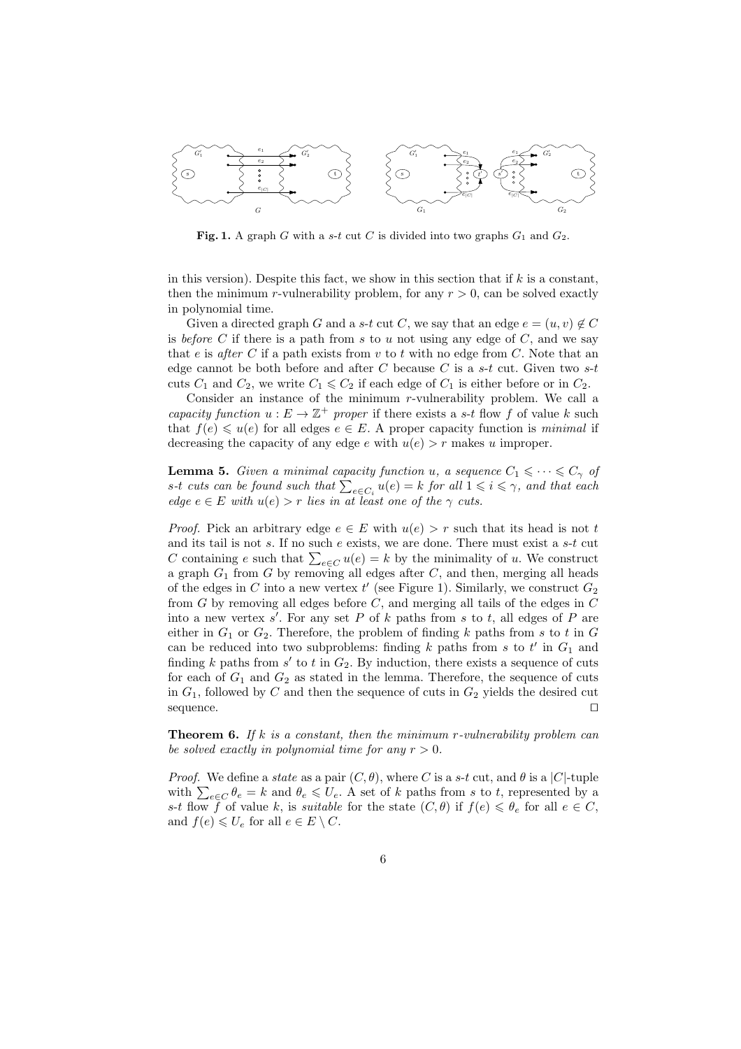**Fig. 1.** A graph $G$ with a $s$-$t$ cut $C$ is divided into two graphs $G_1$ and $G_2$.

in this version). Despite this fact, we show in this section that if $k$ is a constant, then the minimum $r$-vulnerability problem, for any $r > 0$, can be solved exactly in polynomial time.

Given a directed graph $G$ and a $s$-$t$ cut $C$, we say that an edge $e = (u, v) \notin C$ is *before* $C$ if there is a path from $s$ to $u$ not using any edge of $C$, and we say that $e$ is *after* $C$ if a path exists from $v$ to $t$ with no edge from $C$. Note that an edge cannot be both before and after $C$ because $C$ is a $s$-$t$ cut. Given two $s$-$t$ cuts $C_1$ and $C_2$, we write $C_1 \leqslant C_2$ if each edge of $C_1$ is either before or in $C_2$.

Consider an instance of the minimum $r$-vulnerability problem. We call a *capacity function* $u : E \to \mathbb{Z}^+$ *proper* if there exists a $s$-$t$ flow $f$ of value $k$ such that $f(e) \leqslant u(e)$ for all edges $e \in E$. A proper capacity function is *minimal* if decreasing the capacity of any edge $e$ with $u(e) > r$ makes $u$ improper.

**Lemma 5.** *Given a minimal capacity function $u$, a sequence $C_1 \leqslant \cdots \leqslant C_\gamma$ of $s$-$t$ cuts can be found such that $\sum_{e \in C_i} u(e) = k$ for all $1 \leqslant i \leqslant \gamma$, and that each edge $e \in E$ with $u(e) > r$ lies in at least one of the $\gamma$ cuts.*

*Proof.* Pick an arbitrary edge $e \in E$ with $u(e) > r$ such that its head is not $t$ and its tail is not $s$. If no such $e$ exists, we are done. There must exist a $s$-$t$ cut $C$ containing $e$ such that $\sum_{e \in C} u(e) = k$ by the minimality of $u$. We construct a graph $G_1$ from $G$ by removing all edges after $C$, and then, merging all heads of the edges in $C$ into a new vertex $t'$ (see Figure 1). Similarly, we construct $G_2$ from $G$ by removing all edges before $C$, and merging all tails of the edges in $C$ into a new vertex $s'$. For any set $P$ of $k$ paths from $s$ to $t$, all edges of $P$ are either in $G_1$ or $G_2$. Therefore, the problem of finding $k$ paths from $s$ to $t$ in $G$ can be reduced into two subproblems: finding $k$ paths from $s$ to $t'$ in $G_1$ and finding $k$ paths from $s'$ to $t$ in $G_2$. By induction, there exists a sequence of cuts for each of $G_1$ and $G_2$ as stated in the lemma. Therefore, the sequence of cuts in $G_1$, followed by $C$ and then the sequence of cuts in $G_2$ yields the desired cut sequence. $\square$

**Theorem 6.** *If $k$ is a constant, then the minimum $r$-vulnerability problem can be solved exactly in polynomial time for any $r > 0$.*

*Proof.* We define a *state* as a pair $(C, \theta)$, where $C$ is a $s$-$t$ cut, and $\theta$ is a $|C|$-tuple with $\sum_{e \in C} \theta_e = k$ and $\theta_e \leqslant U_e$. A set of $k$ paths from $s$ to $t$, represented by a $s$-$t$ flow $f$ of value $k$, is *suitable* for the state $(C, \theta)$ if $f(e) \leqslant \theta_e$ for all $e \in C$, and $f(e) \leqslant U_e$ for all $e \in E \setminus C$.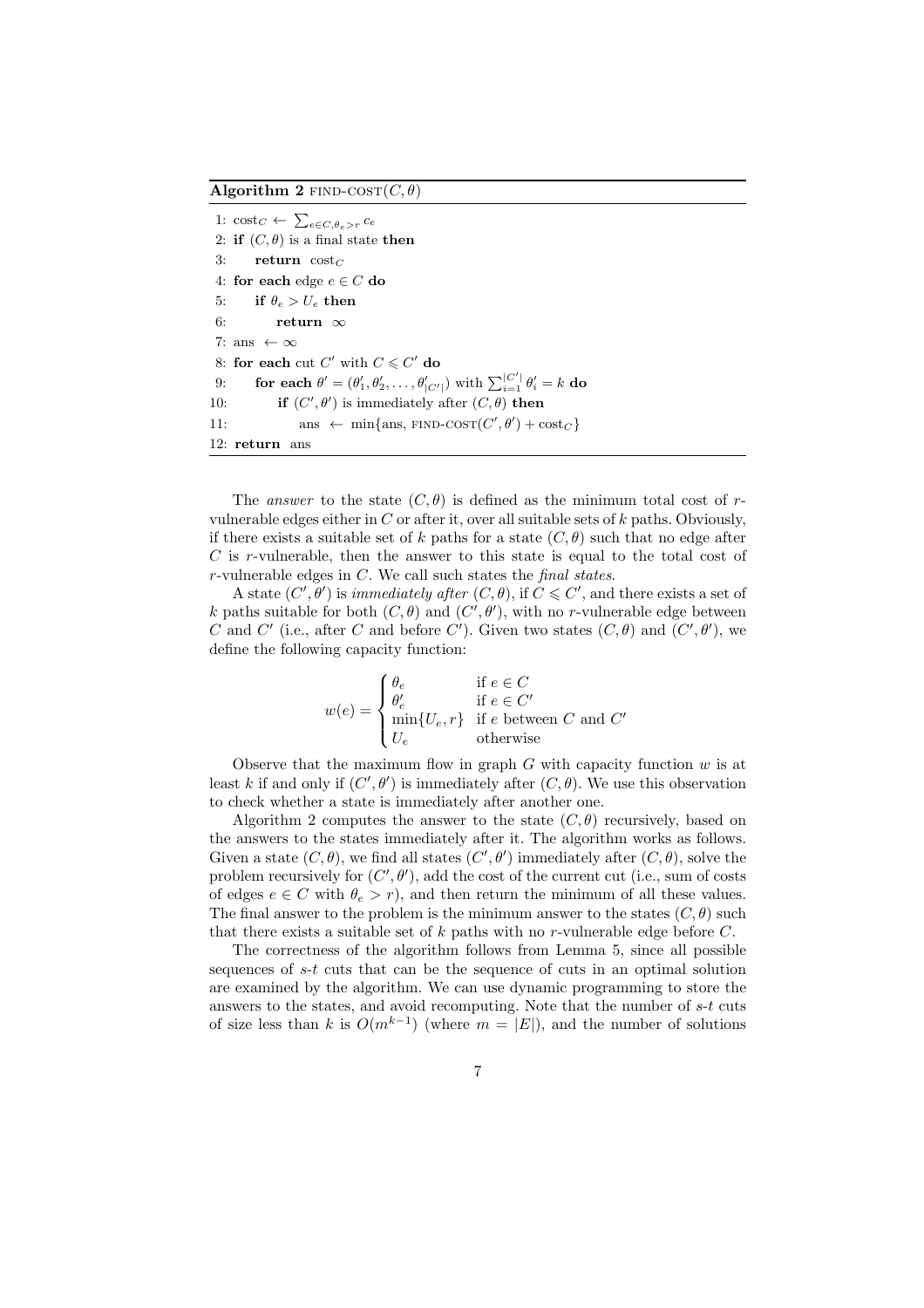**Algorithm 2** FIND-COST$(C, \theta)$

```
1: cost_C ← Σ_{e∈C, θ_e > r} c_e
2: if (C, θ) is a final state then
3:     return cost_C
4: for each edge e ∈ C do
5:     if θ_e > U_e then
6:         return ∞
7: ans ← ∞
8: for each cut C' with C ⩽ C' do
9:     for each θ' = (θ'_1, θ'_2, ..., θ'_{|C'|}) with Σ_{i=1}^{|C'|} θ'_i = k do
10:        if (C', θ') is immediately after (C, θ) then
11:            ans ← min{ans, FIND-COST(C', θ') + cost_C}
12: return ans
```

The *answer* to the state $(C, \theta)$ is defined as the minimum total cost of $r$-vulnerable edges either in $C$ or after it, over all suitable sets of $k$ paths. Obviously, if there exists a suitable set of $k$ paths for a state $(C, \theta)$ such that no edge after $C$ is $r$-vulnerable, then the answer to this state is equal to the total cost of $r$-vulnerable edges in $C$. We call such states the *final states*.

A state $(C', \theta')$ is *immediately after* $(C, \theta)$, if $C \leqslant C'$, and there exists a set of $k$ paths suitable for both $(C, \theta)$ and $(C', \theta')$, with no $r$-vulnerable edge between $C$ and $C'$ (i.e., after $C$ and before $C'$). Given two states $(C, \theta)$ and $(C', \theta')$, we define the following capacity function:

$$w(e) = \begin{cases} \theta_e & \text{if } e \in C \\ \theta'_e & \text{if } e \in C' \\ \min\{U_e, r\} & \text{if } e \text{ between } C \text{ and } C' \\ U_e & \text{otherwise} \end{cases}$$

Observe that the maximum flow in graph $G$ with capacity function $w$ is at least $k$ if and only if $(C', \theta')$ is immediately after $(C, \theta)$. We use this observation to check whether a state is immediately after another one.

Algorithm 2 computes the answer to the state $(C, \theta)$ recursively, based on the answers to the states immediately after it. The algorithm works as follows. Given a state $(C, \theta)$, we find all states $(C', \theta')$ immediately after $(C, \theta)$, solve the problem recursively for $(C', \theta')$, add the cost of the current cut (i.e., sum of costs of edges $e \in C$ with $\theta_e > r$), and then return the minimum of all these values. The final answer to the problem is the minimum answer to the states $(C, \theta)$ such that there exists a suitable set of $k$ paths with no $r$-vulnerable edge before $C$.

The correctness of the algorithm follows from Lemma 5, since all possible sequences of $s$-$t$ cuts that can be the sequence of cuts in an optimal solution are examined by the algorithm. We can use dynamic programming to store the answers to the states, and avoid recomputing. Note that the number of $s$-$t$ cuts of size less than $k$ is $O(m^{k-1})$ (where $m = |E|$), and the number of solutions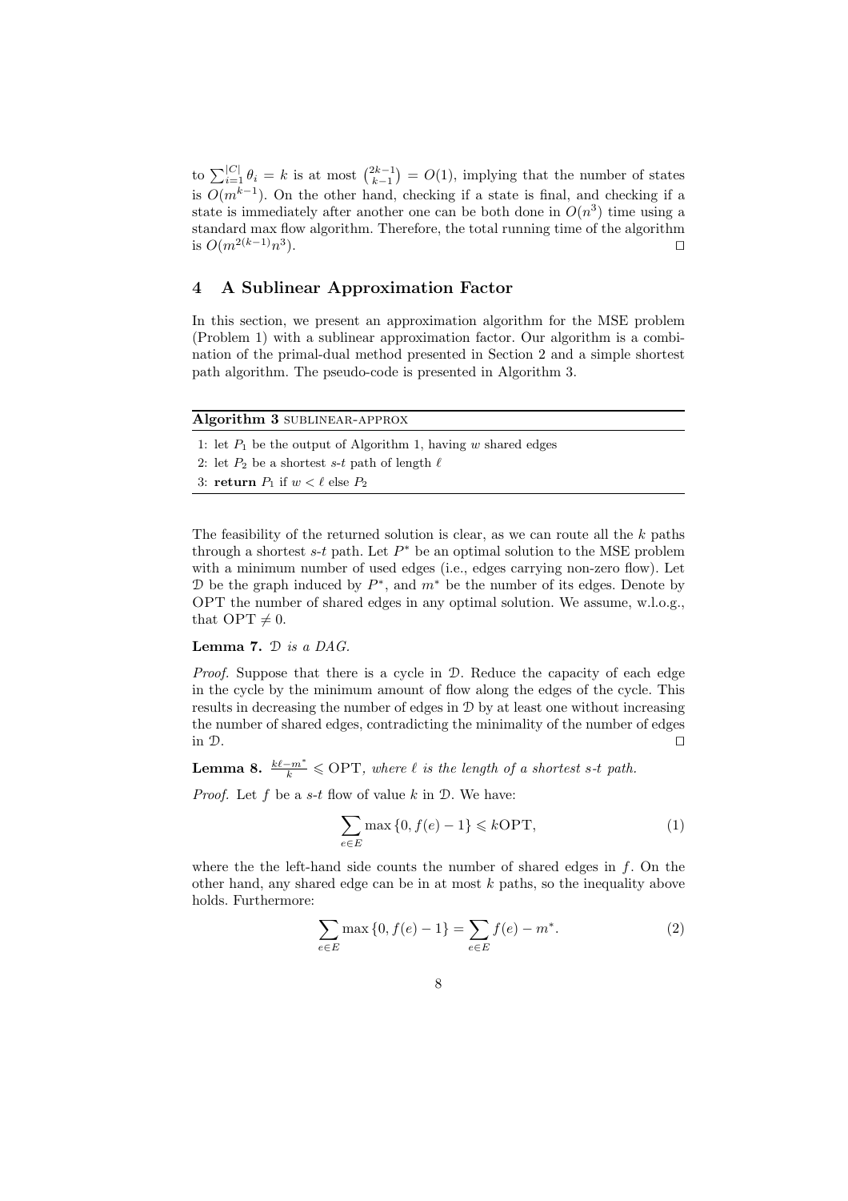to $\sum_{i=1}^{|C|} \theta_i = k$ is at most $\binom{2k-1}{k-1} = O(1)$, implying that the number of states is $O(m^{k-1})$. On the other hand, checking if a state is final, and checking if a state is immediately after another one can be both done in $O(n^3)$ time using a standard max flow algorithm. Therefore, the total running time of the algorithm is $O(m^{2(k-1)}n^3)$. □

## 4 A Sublinear Approximation Factor

In this section, we present an approximation algorithm for the MSE problem (Problem 1) with a sublinear approximation factor. Our algorithm is a combination of the primal-dual method presented in Section 2 and a simple shortest path algorithm. The pseudo-code is presented in Algorithm 3.

**Algorithm 3** SUBLINEAR-APPROX

```
1: let P_1 be the output of Algorithm 1, having w shared edges
2: let P_2 be a shortest s-t path of length ℓ
3: return P_1 if w < ℓ else P_2
```

The feasibility of the returned solution is clear, as we can route all the $k$ paths through a shortest $s$-$t$ path. Let $P^*$ be an optimal solution to the MSE problem with a minimum number of used edges (i.e., edges carrying non-zero flow). Let $\mathcal{D}$ be the graph induced by $P^*$, and $m^*$ be the number of its edges. Denote by OPT the number of shared edges in any optimal solution. We assume, w.l.o.g., that $\text{OPT} \neq 0$.

**Lemma 7.** *$\mathcal{D}$ is a DAG.*

*Proof.* Suppose that there is a cycle in $\mathcal{D}$. Reduce the capacity of each edge in the cycle by the minimum amount of flow along the edges of the cycle. This results in decreasing the number of edges in $\mathcal{D}$ by at least one without increasing the number of shared edges, contradicting the minimality of the number of edges in $\mathcal{D}$. □

**Lemma 8.** *$\frac{k\ell - m^*}{k} \leqslant \text{OPT}$, where $\ell$ is the length of a shortest $s$-$t$ path.*

*Proof.* Let $f$ be a $s$-$t$ flow of value $k$ in $\mathcal{D}$. We have:

$$\sum_{e \in E} \max\{0, f(e) - 1\} \leqslant k\text{OPT}, \tag{1}$$

where the the left-hand side counts the number of shared edges in $f$. On the other hand, any shared edge can be in at most $k$ paths, so the inequality above holds. Furthermore:

$$\sum_{e \in E} \max\{0, f(e) - 1\} = \sum_{e \in E} f(e) - m^*. \tag{2}$$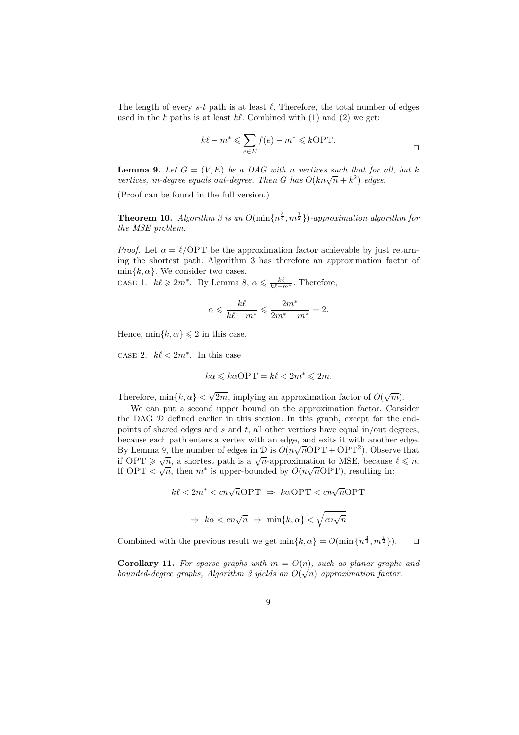The length of every $s$-$t$ path is at least $\ell$. Therefore, the total number of edges used in the $k$ paths is at least $k\ell$. Combined with (1) and (2) we get:

$$k\ell - m^* \leqslant \sum_{e \in E} f(e) - m^* \leqslant k\text{OPT}.$$

□

**Lemma 9.** *Let $G = (V, E)$ be a DAG with $n$ vertices such that for all, but $k$ vertices, in-degree equals out-degree. Then $G$ has $O(kn\sqrt{n} + k^2)$ edges.*

(Proof can be found in the full version.)

**Theorem 10.** *Algorithm 3 is an $O(\min\{n^{\frac{3}{4}}, m^{\frac{1}{2}}\})$-approximation algorithm for the MSE problem.*

*Proof.* Let $\alpha = \ell/\text{OPT}$ be the approximation factor achievable by just returning the shortest path. Algorithm 3 has therefore an approximation factor of $\min\{k, \alpha\}$. We consider two cases.

CASE 1. $k\ell \geqslant 2m^*$. By Lemma 8, $\alpha \leqslant \frac{k\ell}{k\ell - m^*}$. Therefore,

$$\alpha \leqslant \frac{k\ell}{k\ell - m^*} \leqslant \frac{2m^*}{2m^* - m^*} = 2.$$

Hence, $\min\{k, \alpha\} \leqslant 2$ in this case.

CASE 2. $k\ell < 2m^*$. In this case

$$k\alpha \leqslant k\alpha\text{OPT} = k\ell < 2m^* \leqslant 2m.$$

Therefore, $\min\{k, \alpha\} < \sqrt{2m}$, implying an approximation factor of $O(\sqrt{m})$.

We can put a second upper bound on the approximation factor. Consider the DAG $\mathcal{D}$ defined earlier in this section. In this graph, except for the endpoints of shared edges and $s$ and $t$, all other vertices have equal in/out degrees, because each path enters a vertex with an edge, and exits it with another edge. By Lemma 9, the number of edges in $\mathcal{D}$ is $O(n\sqrt{n}\text{OPT} + \text{OPT}^2)$. Observe that if $\text{OPT} \geqslant \sqrt{n}$, a shortest path is a $\sqrt{n}$-approximation to MSE, because $\ell \leqslant n$. If $\text{OPT} < \sqrt{n}$, then $m^*$ is upper-bounded by $O(n\sqrt{n}\text{OPT})$, resulting in:

$$k\ell < 2m^* < cn\sqrt{n}\text{OPT} \;\Rightarrow\; k\alpha\text{OPT} < cn\sqrt{n}\text{OPT}$$

$$\Rightarrow\; k\alpha < cn\sqrt{n} \;\Rightarrow\; \min\{k, \alpha\} < \sqrt{cn\sqrt{n}}$$

Combined with the previous result we get $\min\{k, \alpha\} = O(\min\{n^{\frac{3}{4}}, m^{\frac{1}{2}}\})$. □

**Corollary 11.** *For sparse graphs with $m = O(n)$, such as planar graphs and bounded-degree graphs, Algorithm 3 yields an $O(\sqrt{n})$ approximation factor.*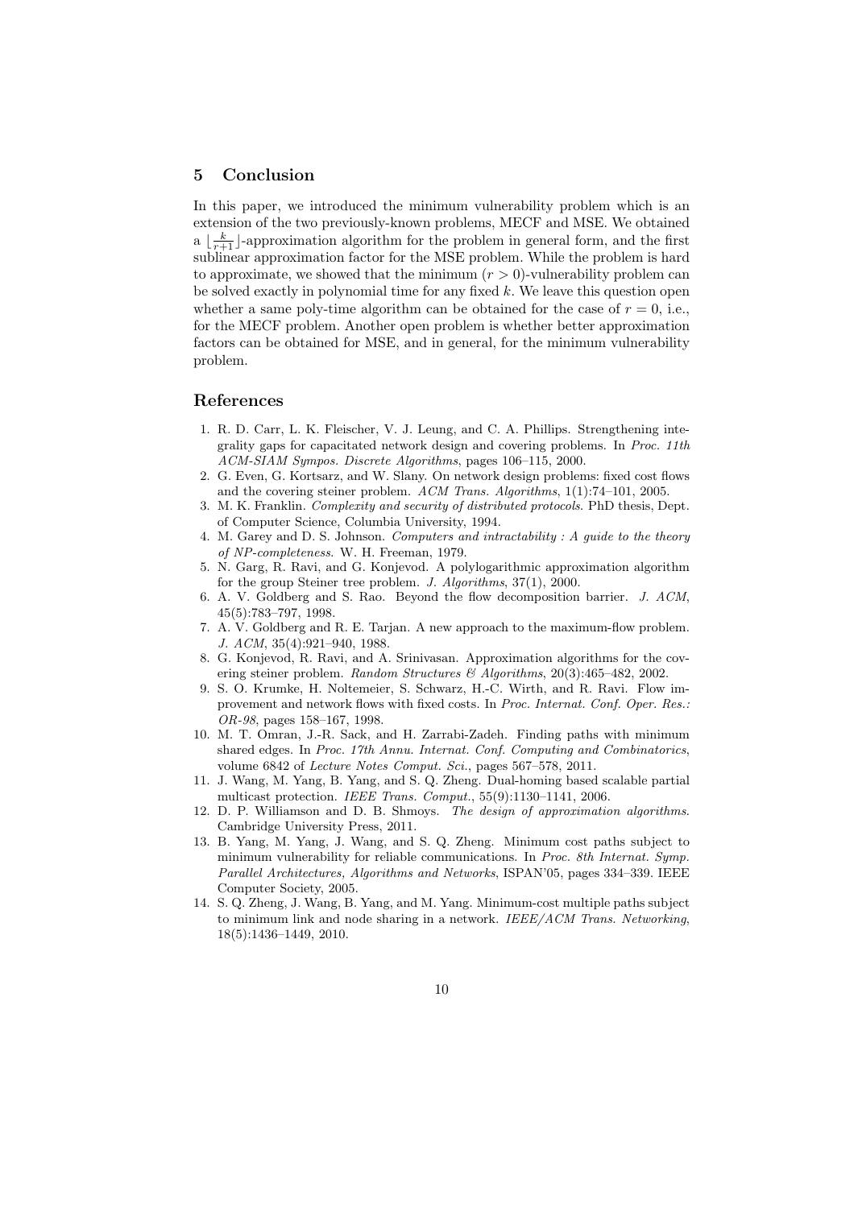## 5 Conclusion

In this paper, we introduced the minimum vulnerability problem which is an extension of the two previously-known problems, MECF and MSE. We obtained a $\lfloor \frac{k}{r+1} \rfloor$-approximation algorithm for the problem in general form, and the first sublinear approximation factor for the MSE problem. While the problem is hard to approximate, we showed that the minimum $(r > 0)$-vulnerability problem can be solved exactly in polynomial time for any fixed $k$. We leave this question open whether a same poly-time algorithm can be obtained for the case of $r = 0$, i.e., for the MECF problem. Another open problem is whether better approximation factors can be obtained for MSE, and in general, for the minimum vulnerability problem.

## References

1. R. D. Carr, L. K. Fleischer, V. J. Leung, and C. A. Phillips. Strengthening integrality gaps for capacitated network design and covering problems. In *Proc. 11th ACM-SIAM Sympos. Discrete Algorithms*, pages 106–115, 2000.
2. G. Even, G. Kortsarz, and W. Slany. On network design problems: fixed cost flows and the covering steiner problem. *ACM Trans. Algorithms*, 1(1):74–101, 2005.
3. M. K. Franklin. *Complexity and security of distributed protocols*. PhD thesis, Dept. of Computer Science, Columbia University, 1994.
4. M. Garey and D. S. Johnson. *Computers and intractability : A guide to the theory of NP-completeness*. W. H. Freeman, 1979.
5. N. Garg, R. Ravi, and G. Konjevod. A polylogarithmic approximation algorithm for the group Steiner tree problem. *J. Algorithms*, 37(1), 2000.
6. A. V. Goldberg and S. Rao. Beyond the flow decomposition barrier. *J. ACM*, 45(5):783–797, 1998.
7. A. V. Goldberg and R. E. Tarjan. A new approach to the maximum-flow problem. *J. ACM*, 35(4):921–940, 1988.
8. G. Konjevod, R. Ravi, and A. Srinivasan. Approximation algorithms for the covering steiner problem. *Random Structures & Algorithms*, 20(3):465–482, 2002.
9. S. O. Krumke, H. Noltemeier, S. Schwarz, H.-C. Wirth, and R. Ravi. Flow improvement and network flows with fixed costs. In *Proc. Internat. Conf. Oper. Res.: OR-98*, pages 158–167, 1998.
10. M. T. Omran, J.-R. Sack, and H. Zarrabi-Zadeh. Finding paths with minimum shared edges. In *Proc. 17th Annu. Internat. Conf. Computing and Combinatorics*, volume 6842 of *Lecture Notes Comput. Sci.*, pages 567–578, 2011.
11. J. Wang, M. Yang, B. Yang, and S. Q. Zheng. Dual-homing based scalable partial multicast protection. *IEEE Trans. Comput.*, 55(9):1130–1141, 2006.
12. D. P. Williamson and D. B. Shmoys. *The design of approximation algorithms*. Cambridge University Press, 2011.
13. B. Yang, M. Yang, J. Wang, and S. Q. Zheng. Minimum cost paths subject to minimum vulnerability for reliable communications. In *Proc. 8th Internat. Symp. Parallel Architectures, Algorithms and Networks*, ISPAN'05, pages 334–339. IEEE Computer Society, 2005.
14. S. Q. Zheng, J. Wang, B. Yang, and M. Yang. Minimum-cost multiple paths subject to minimum link and node sharing in a network. *IEEE/ACM Trans. Networking*, 18(5):1436–1449, 2010.